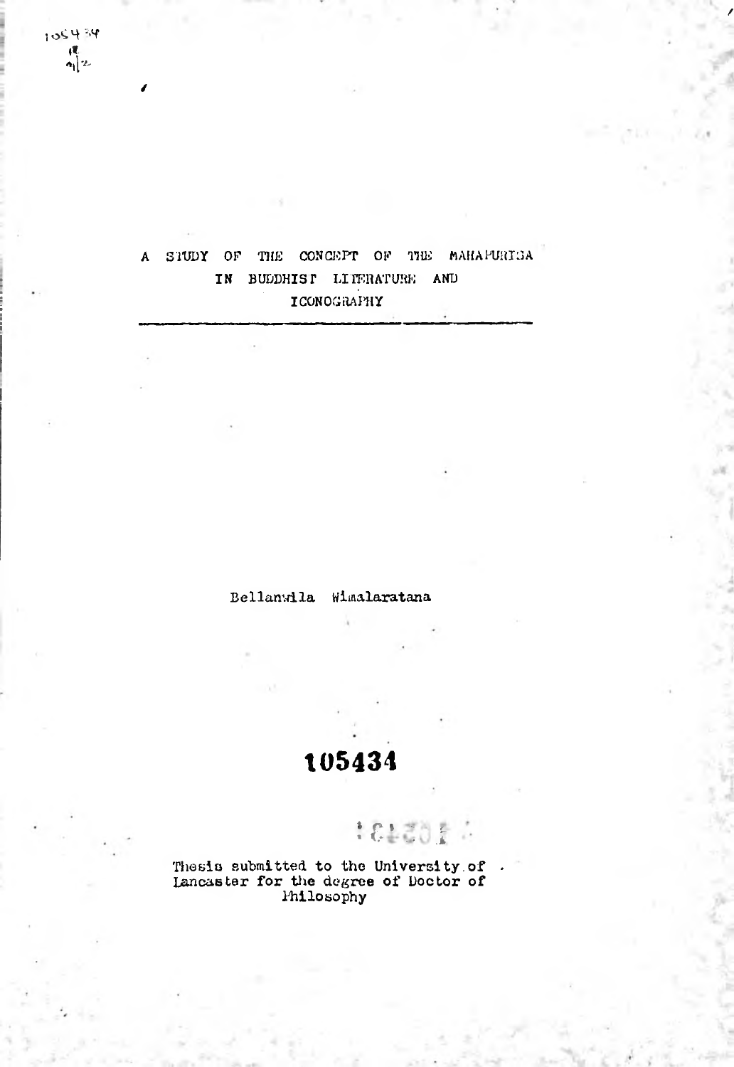# A STUDY OF THE CONCEPT OF THE MAHAPURUSA IN BUDDHIST LITERATURE AND ICONOGRAPHY

Bellanwila Wimalaratana

105434

Thesis submitted to the University of Lancaster for the degree of Doctor of Philosophy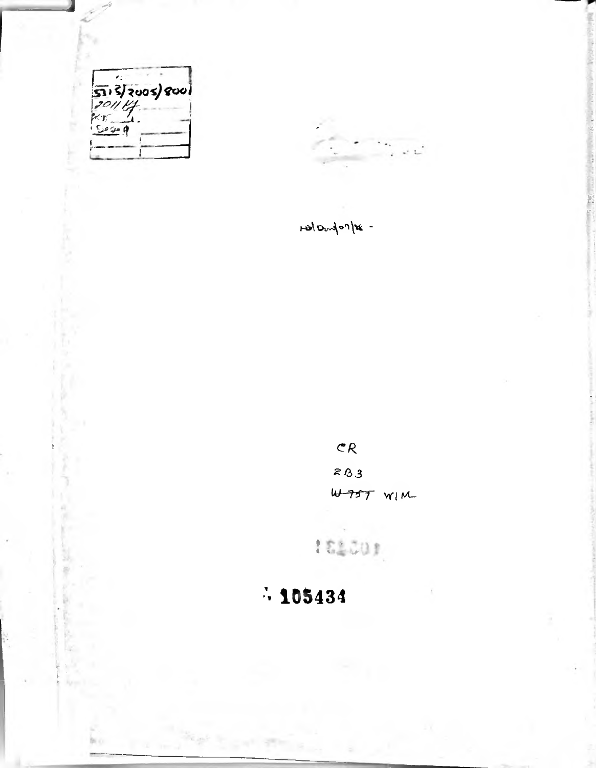| 5315/2005/800 | |
|---|---|
| 2011 H | |
| Ref. | |
| Seq. 9 | |
| | |

CR

2B3

~~W757~~ WIM

105434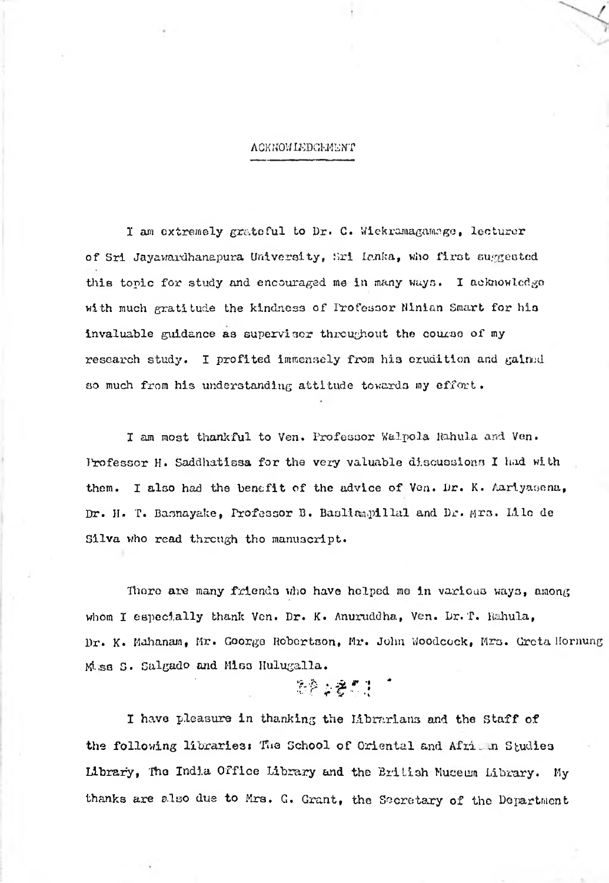## ACKNOWLEDGEMENT

I am extremely grateful to Dr. C. Wickramagamage, lecturer of Sri Jayawardhanapura University, Sri Lanka, who first suggested this topic for study and encouraged me in many ways. I acknowledge with much gratitude the kindness of Professor Ninian Smart for his invaluable guidance as supervisor throughout the course of my research study. I profited immensely from his erudition and gained so much from his understanding attitude towards my effort.

I am most thankful to Ven. Professor Walpola Rahula and Ven. Professor H. Saddhatissa for the very valuable discussions I had with them. I also had the benefit of the advice of Ven. Dr. K. Aariyasena, Dr. H. T. Basnayake, Professor B. Basliampillai and Dr. Mrs. Lilo de Silva who read through the manuscript.

There are many friends who have helped me in various ways, among whom I especially thank Ven. Dr. K. Anuruddha, Ven. Dr. T. Rahula, Dr. K. Mahanam, Mr. George Robertson, Mr. John Woodcock, Mrs. Greta Hornung Miss S. Salgado and Miss Hulugalla.

I have pleasure in thanking the Librarians and the Staff of the following libraries: The School of Oriental and African Studies Library, The India Office Library and the British Museum Library. My thanks are also due to Mrs. G. Grant, the Secretary of the Department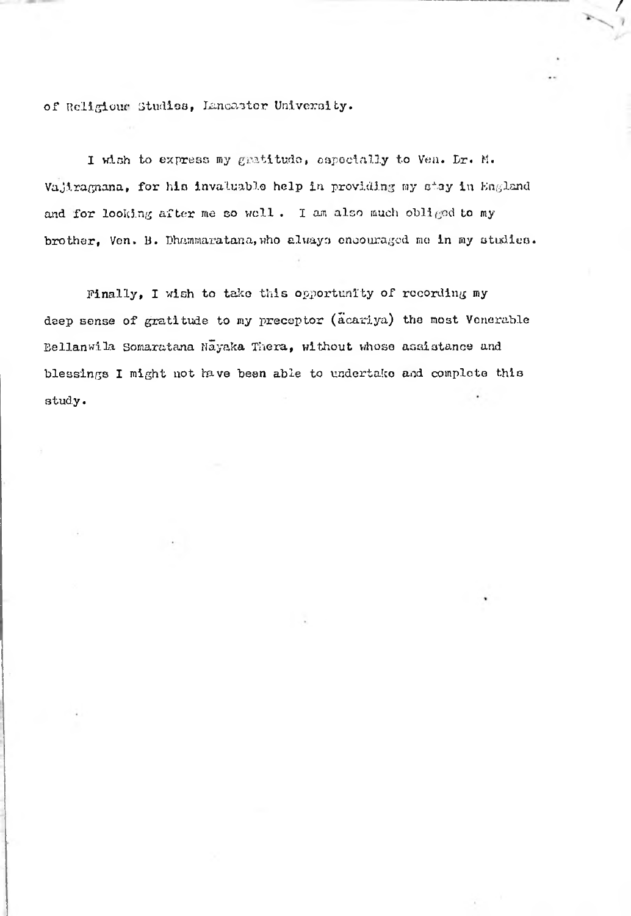of Religious Studies, Lancaster University.

I wish to express my gratitude, especially to Ven. Dr. M. Vajiragnana, for his invaluable help in providing my stay in England and for looking after me so well. I am also much obliged to my brother, Ven. B. Dhammaratana, who always encouraged me in my studies.

Finally, I wish to take this opportunity of recording my deep sense of gratitude to my preceptor (ācariya) the most Venerable Bellanwila Somaratana Nāyaka Thera, without whose assistance and blessings I might not have been able to undertake and complete this study.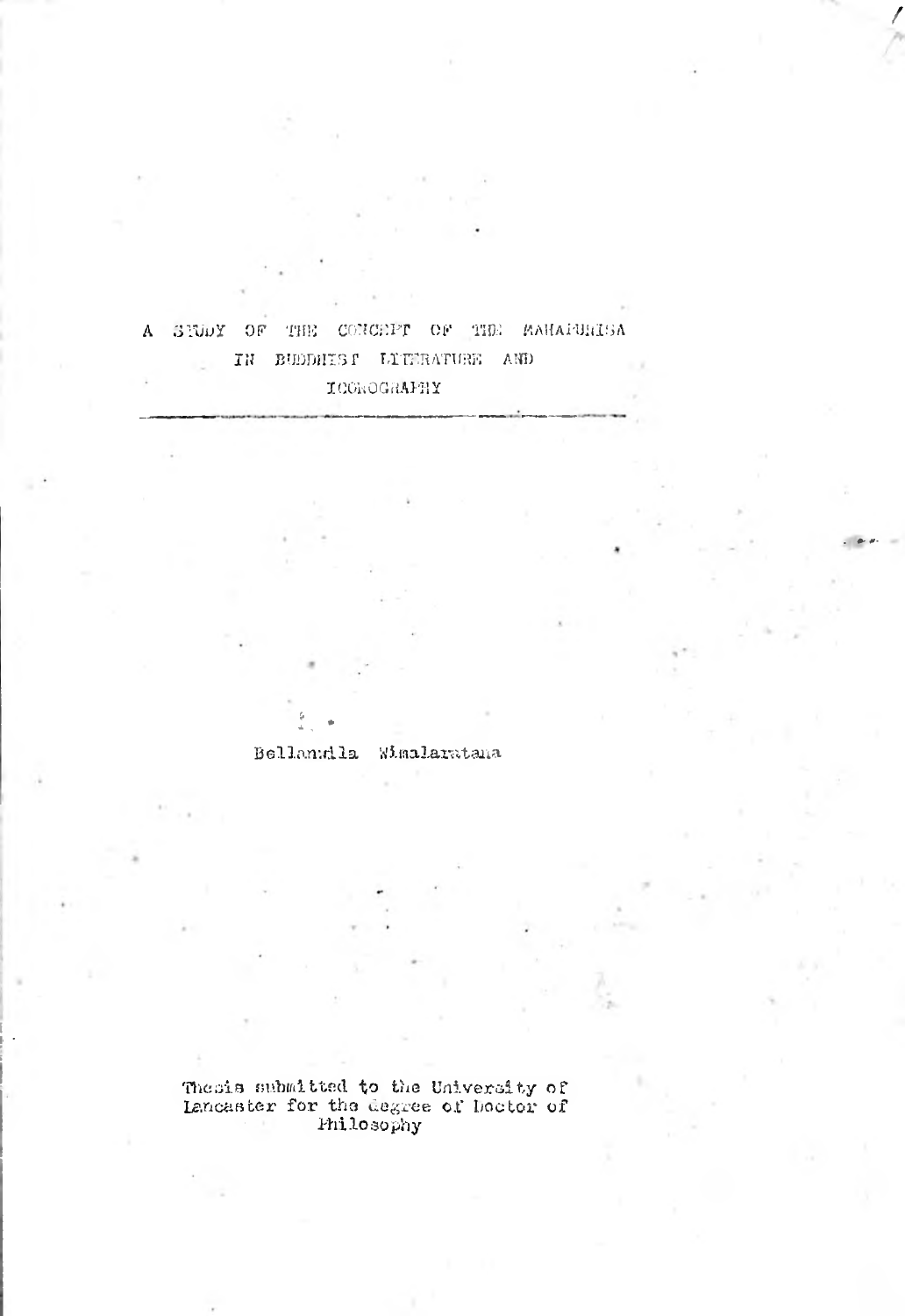# A STUDY OF THE CONCEPT OF THE MAHAPURISA IN BUDDHIST LITERATURE AND ICONOGRAPHY

Bellanwila Wimalaratana

Thesis submitted to the University of Lancaster for the degree of Doctor of Philosophy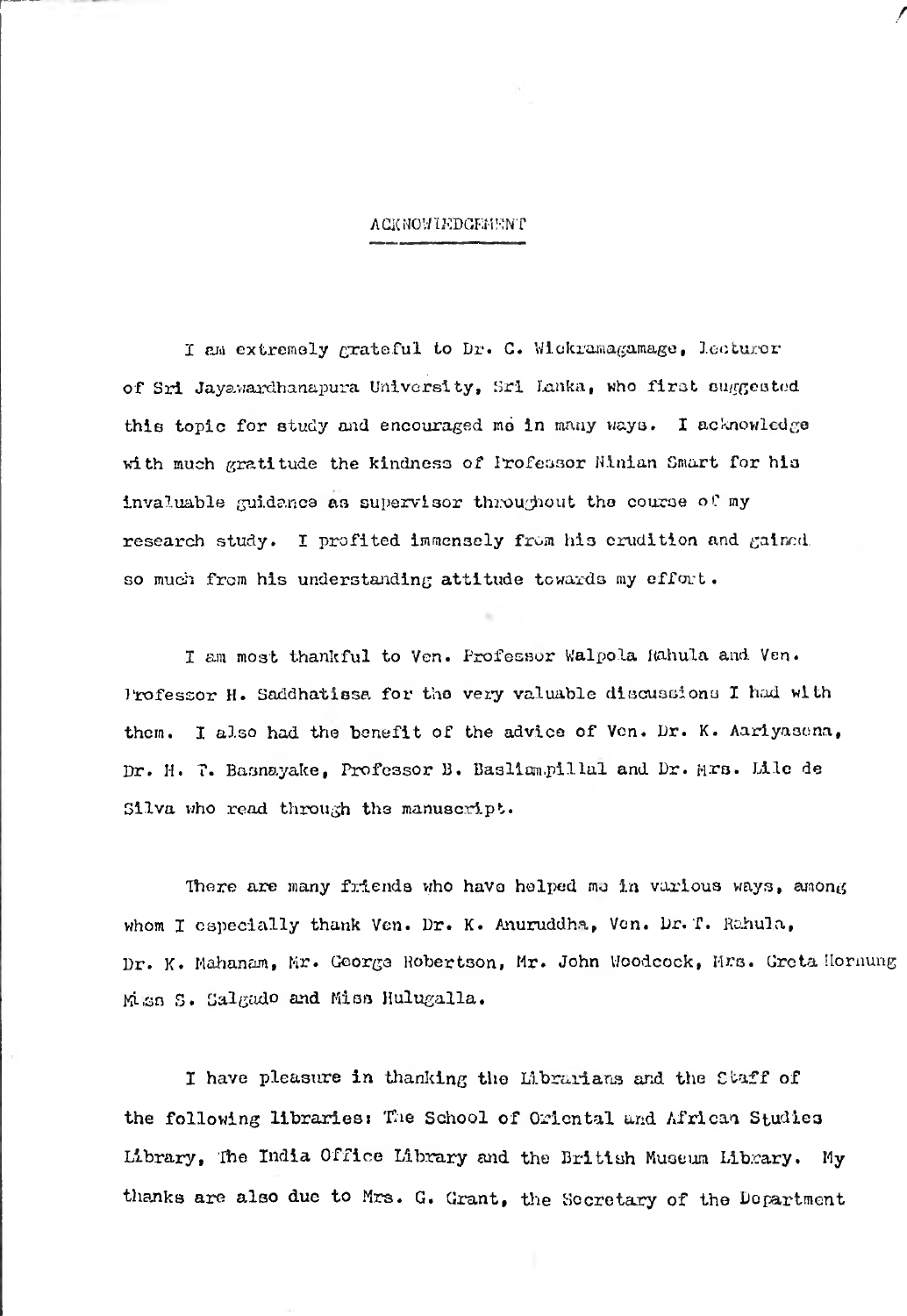## ACKNOWLEDGEMENT

I am extremely grateful to Dr. C. Wickramagamage, Lecturer of Sri Jayawardhanapura University, Sri Lanka, who first suggested this topic for study and encouraged me in many ways. I acknowledge with much gratitude the kindness of Professor Ninian Smart for his invaluable guidance as supervisor throughout the course of my research study. I profited immensely from his erudition and gained so much from his understanding attitude towards my effort.

I am most thankful to Ven. Professor Walpola Rahula and Ven. Professor H. Saddhatissa for the very valuable discussions I had with them. I also had the benefit of the advice of Ven. Dr. K. Aariyasena, Dr. H. T. Basnayake, Professor B. Basliampillai and Dr. Mrs. Lile de Silva who read through the manuscript.

There are many friends who have helped me in various ways, among whom I especially thank Ven. Dr. K. Anuruddha, Ven. Dr. T. Rahula, Dr. K. Mahanam, Mr. George Robertson, Mr. John Woodcock, Mrs. Greta Hornung Miss S. Salgado and Miss Hulugalla.

I have pleasure in thanking the Librarians and the Staff of the following libraries: The School of Oriental and African Studies Library, The India Office Library and the British Museum Library. My thanks are also due to Mrs. G. Grant, the Secretary of the Department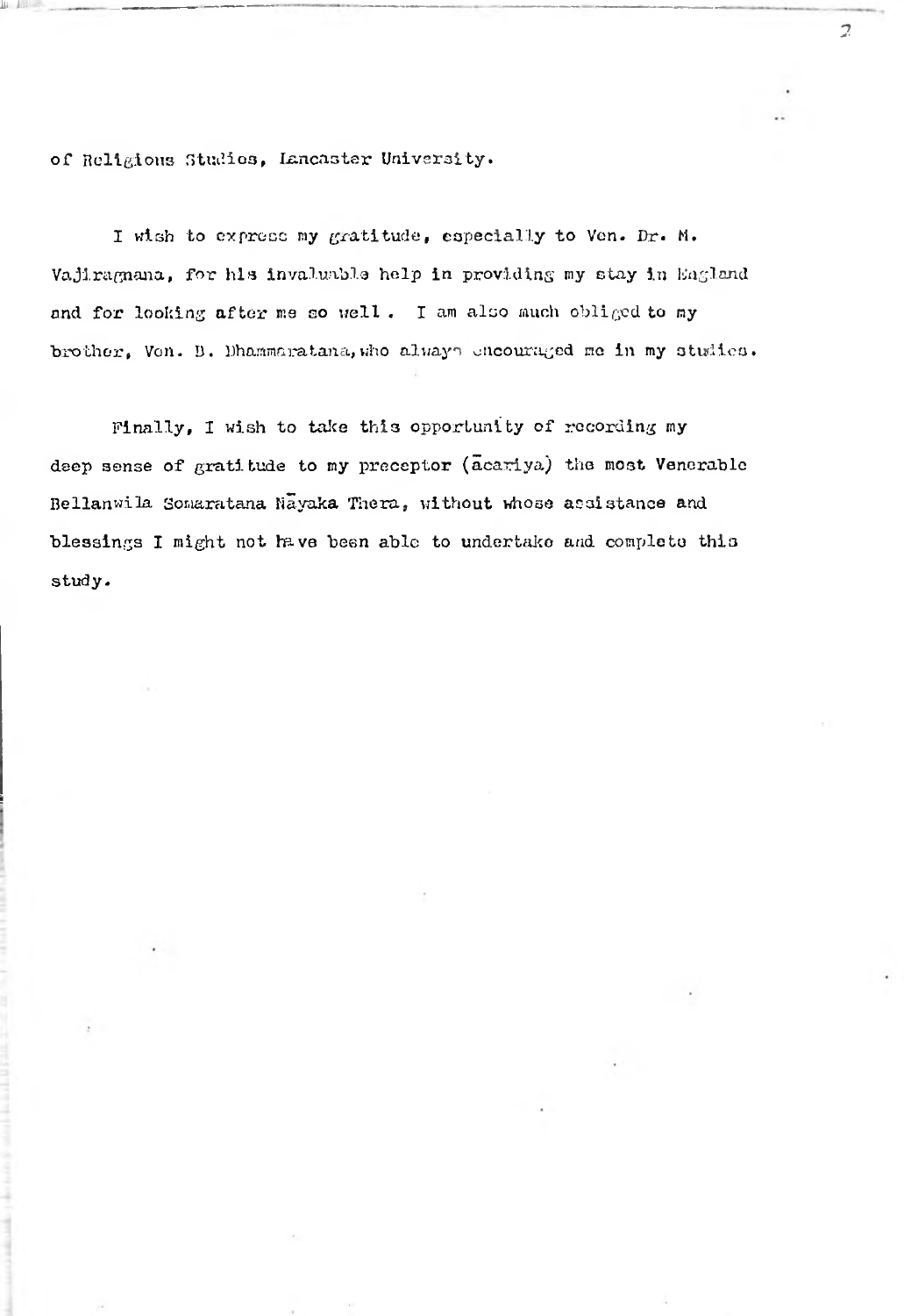of Religious Studies, Lancaster University.

I wish to express my gratitude, especially to Ven. Dr. M. Vajiragnana, for his invaluable help in providing my stay in England and for looking after me so well. I am also much obliged to my brother, Ven. B. Dhammaratana, who always encouraged me in my studies.

Finally, I wish to take this opportunity of recording my deep sense of gratitude to my preceptor (ācariya) the most Venerable Bellanwila Somaratana Nāyaka Thera, without whose assistance and blessings I might not have been able to undertake and complete this study.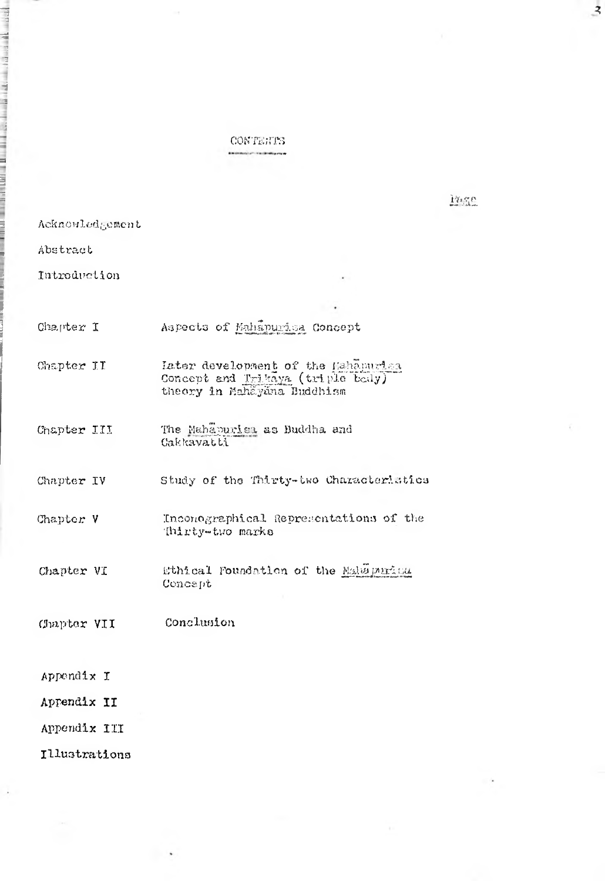# CONTENTS

Page

Acknowledgement

Abstract

Introduction

| | |
|---|---|
| Chapter I | Aspects of *Mahāpurisa* Concept |
| Chapter II | Later development of the *Mahāpurisa* Concept and *Trikāya* (triple body) theory in Mahāyāna Buddhism |
| Chapter III | The *Mahāpurisa* as Buddha and Cakkavatti |
| Chapter IV | Study of the Thirty-two Characteristics |
| Chapter V | Inconographical Representations of the Thirty-two marks |
| Chapter VI | Ethical Foundation of the *Mahāpurisa* Concept |
| Chapter VII | Conclusion |

Appendix I

Appendix II

Appendix III

Illustrations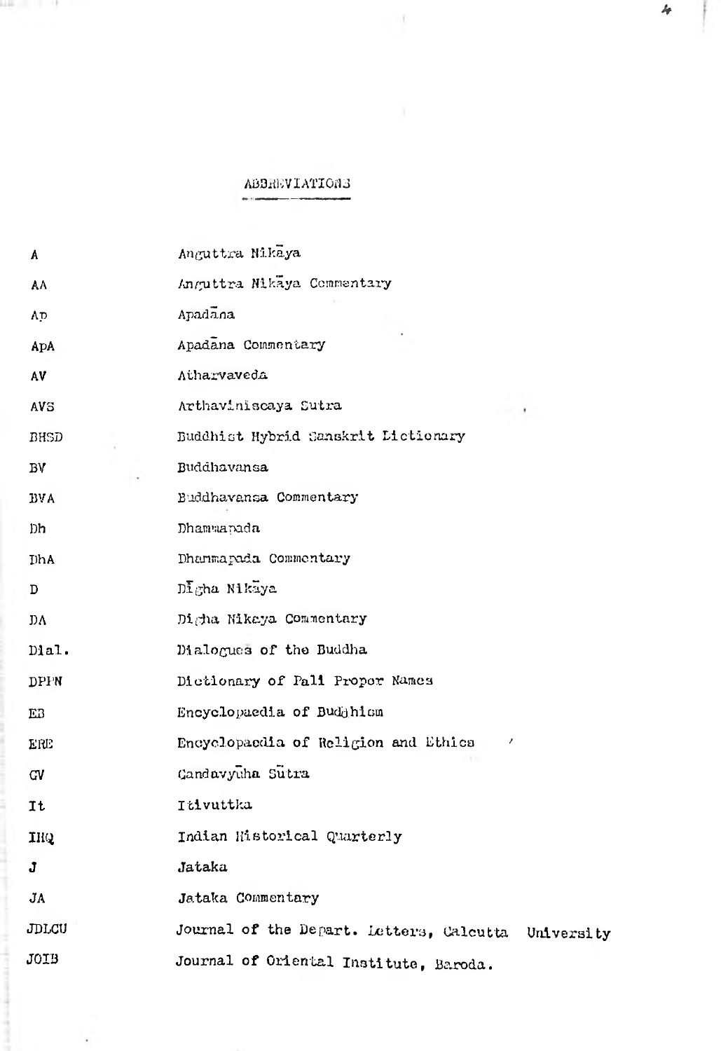## ABBREVIATIONS

| | |
|---|---|
| A | Anguttra Nikāya |
| AA | Anguttra Nikāya Commentary |
| Ap | Apadāna |
| ApA | Apadāna Commentary |
| AV | Atharvaveda |
| AVS | Arthaviniscaya Sutra |
| BHSD | Buddhist Hybrid Sanskrit Lictionary |
| BV | Buddhavansa |
| BVA | Buddhavansa Commentary |
| Dh | Dhammapada |
| DhA | Dhammapada Commentary |
| D | Dīgha Nikāya |
| DA | Digha Nikaya Commentary |
| Dial. | Dialogues of the Buddha |
| DPPN | Dictionary of Pali Proper Names |
| EB | Encyclopaedia of Buddhism |
| ERE | Encyclopaedia of Religion and Ethics |
| GV | Gandavyūha Sūtra |
| It | Itivuttka |
| IHQ | Indian Historical Quarterly |
| J | Jataka |
| JA | Jataka Commentary |
| JDLCU | Journal of the Depart. Letters, Calcutta University |
| JOIB | Journal of Oriental Institute, Baroda. |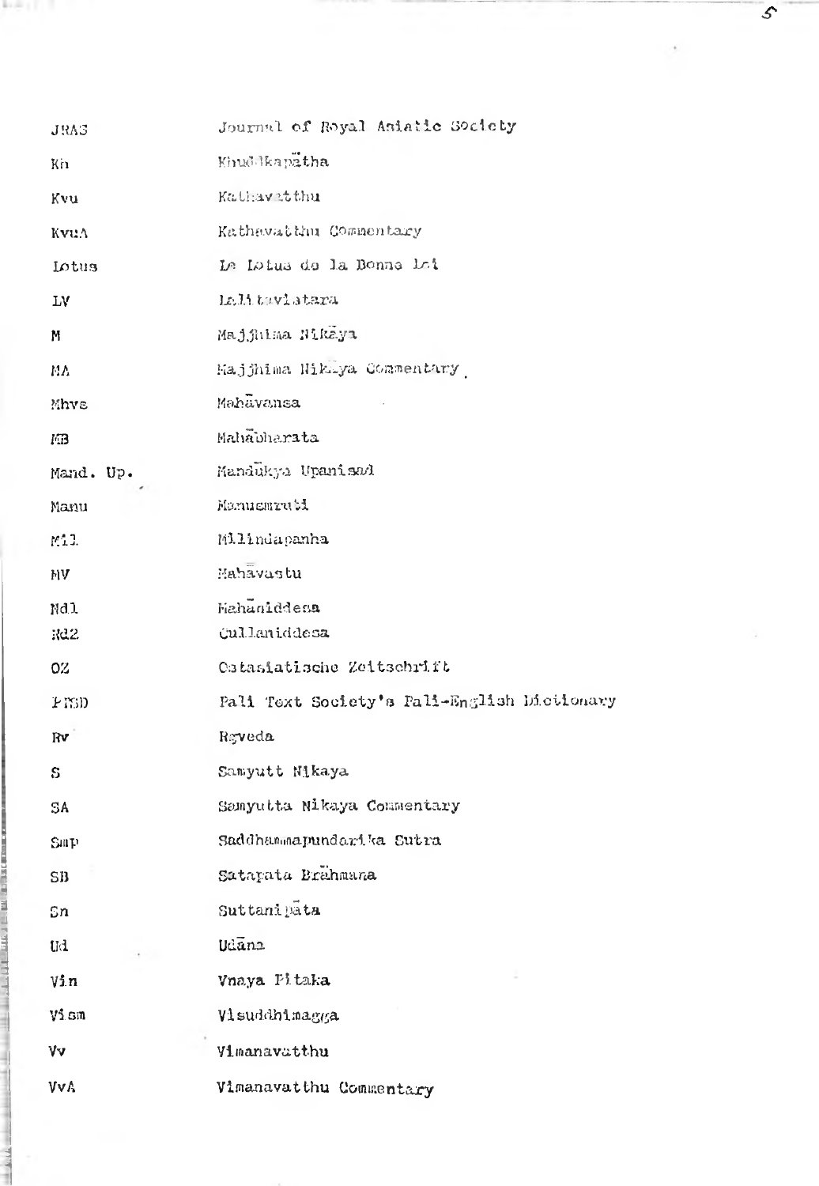| | |
|---|---|
| JRAS | Journal of Royal Asiatic Society |
| Kh | Khuddkapātha |
| Kvu | Kathavatthu |
| KvuA | Kathavatthu Commentary |
| Lotus | Le Lotus de la Bonne Loi |
| LV | Lalitavistara |
| M | Majjhima Nikāya |
| MA | Majjhima Nikāya Commentary |
| Mhvs | Mahāvansa |
| MB | Mahābharata |
| Mand. Up. | Mandūkya Upanisad |
| Manu | Manusmruti |
| Mil | Milindapanha |
| MV | Mahāvastu |
| Nd1 | Mahāniddesa |
| Nd2 | Cullaniddesa |
| OZ | Ostasiatische Zeitschrift |
| PTSD | Pali Text Society's Pali-English Dictionary |
| Rv | Rgveda |
| S | Samyutt Nikaya |
| SA | Samyutta Nikaya Commentary |
| Smp | Saddhammapundarika Sutra |
| SB | Satapata Brāhmana |
| Sn | Suttanipāta |
| Ud | Udāna |
| Vin | Vnaya Pitaka |
| Vism | Visuddhimagga |
| Vv | Vimanavatthu |
| VvA | Vimanavatthu Commentary |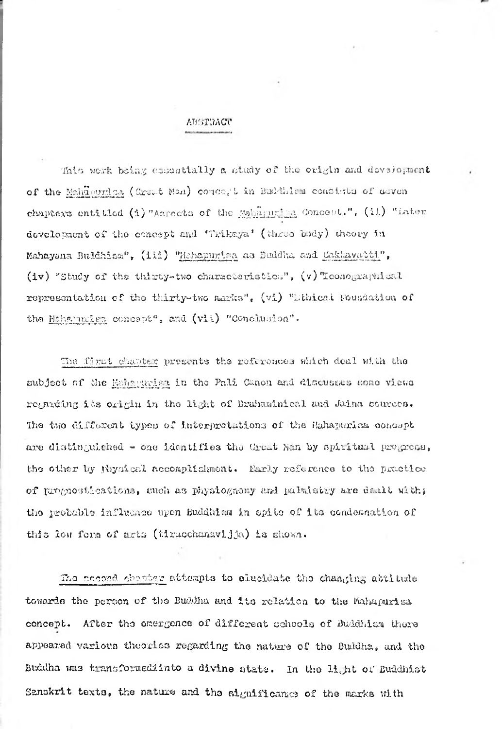## ABSTRACT

This work being essentially a study of the origin and development of the Mahāpurisa (Great Man) concept in Buddhism consists of seven chapters entitled (i) "Aspects of the Mahāpurisa Concept.", (ii) "Later development of the concept and 'Trikaya' (three body) theory in Mahayana Buddhism", (iii) "Mahapurisa as Buddha and Cakkavatti", (iv) "Study of the thirty-two characteristics", (v) "Iconographical representation of the thirty-two marks", (vi) "Ethical Foundation of the Mahapurisa concept", and (vii) "Conclusion".

The first chapter presents the references which deal with the subject of the Mahapurisa in the Pali Canon and discusses some views regarding its origin in the light of Brahaminical and Jaina sources. The two different types of interpretations of the Mahapurisa concept are distinguished - one identifies the Great Man by spiritual progress, the other by physical accomplishment. Early reference to the practice of prognostications, such as physiognomy and palmistry are dealt with; the probable influence upon Buddhism in spite of its condemnation of this low form of arts (tiracchanavijja) is shown.

The second chapter attempts to elucidate the changing attitude towards the person of the Buddha and its relation to the Mahapurisa concept. After the emergence of different schools of Buddhism there appeared various theories regarding the nature of the Buddha, and the Buddha was transformed into a divine state. In the light of Buddhist Sanskrit texts, the nature and the significance of the marks with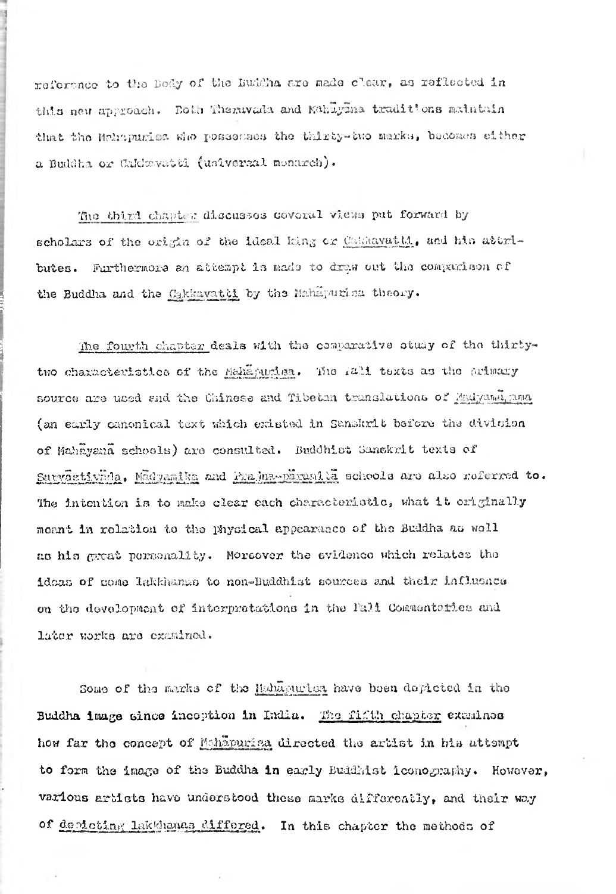reference to the Body of the Buddha are made clear, as reflected in this new approach. Both Theravada and Mahāyāna traditions maintain that the Mahapurisa who possesses the thirty-two marks, becomes either a Buddha or Cakkavatti (universal monarch).

The third chapter discusses several views put forward by scholars of the origin of the ideal king or Cakkavatti, and his attributes. Furthermore an attempt is made to draw out the comparison of the Buddha and the Cakkavatti by the Mahāpurisa theory.

The fourth chapter deals with the comparative study of the thirty-two characteristics of the Mahāpurisa. The Pali texts as the primary source are used and the Chinese and Tibetan translations of Madyamāgama (an early canonical text which existed in Sanskrit before the division of Mahāyanā schools) are consulted. Buddhist Sanskrit texts of Sarvāstivāda, Mādyamika and Prajna-pāramitā schools are also referred to. The intention is to make clear each characteristic, what it originally meant in relation to the physical appearance of the Buddha as well as his great personality. Moreover the evidence which relates the ideas of some lakkhanas to non-Buddhist sources and their influence on the development of interpretations in the Pali Commentaries and later works are examined.

Some of the marks of the Mahāpurisa have been depicted in the Buddha image since inception in India. The fifth chapter examines how far the concept of Mahāpurisa directed the artist in his attempt to form the image of the Buddha in early Buddhist iconography. However, various artists have understood these marks differently, and their way of depicting lakkhanas differed. In this chapter the methods of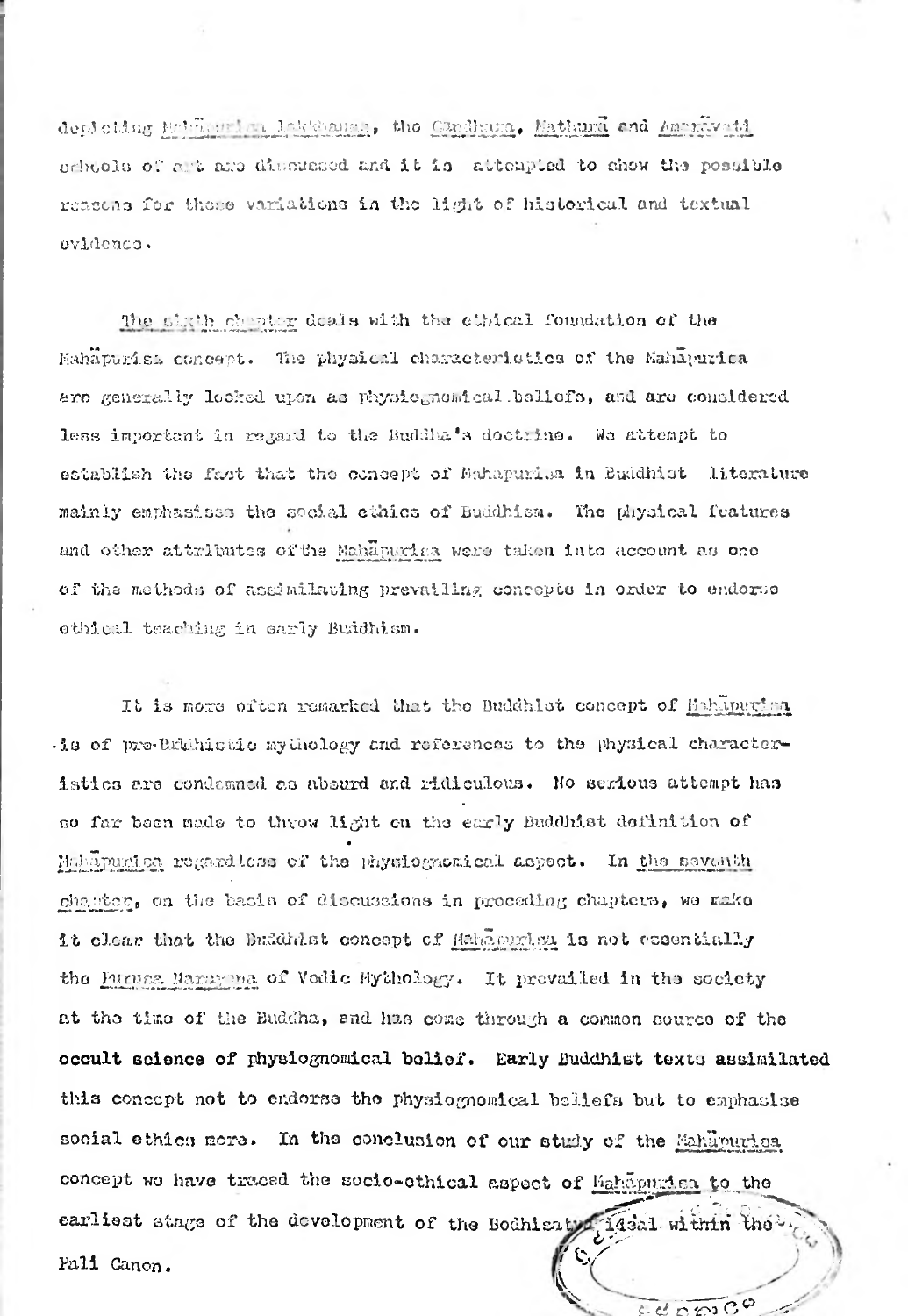depicting Mahāpurisa lakkhaṇas, the Gandhara, Mathurā and Amarāvatī schools of art are discussed and it is attempted to show the possible reasons for these variations in the light of historical and textual evidence.

The sixth chapter deals with the ethical foundation of the Mahāpurisa concept. The physical characteristics of the Mahāpurisa are generally looked upon as physiognomical beliefs, and are considered less important in regard to the Buddha's doctrine. We attempt to establish the fact that the concept of Mahapurisa in Buddhist literature mainly emphasises the social ethics of Buddhism. The physical features and other attributes of the Mahāpurisa were taken into account as one of the methods of assimilating prevailing concepts in order to endorse ethical teaching in early Buddhism.

It is more often remarked that the Buddhist concept of Mahāpurisa is of pre-Buddhistic mythology and references to the physical characteristics are condemned as absurd and ridiculous. No serious attempt has so far been made to throw light on the early Buddhist definition of Mahāpurisa regardless of the physiognomical aspect. In the seventh chapter, on the basis of discussions in preceding chapters, we make it clear that the Buddhist concept of Mahāpurisa is not essentially the Puruṣa Nārāyaṇa of Vedic Mythology. It prevailed in the society at the time of the Buddha, and has come through a common source of the occult science of physiognomical belief. Early Buddhist texts assimilated this concept not to endorse the physiognomical beliefs but to emphasise social ethics more. In the conclusion of our study of the Mahāpurisa concept we have traced the socio-ethical aspect of Mahāpurisa to the earliest stage of the development of the Bodhisatta ideal within the Pali Canon.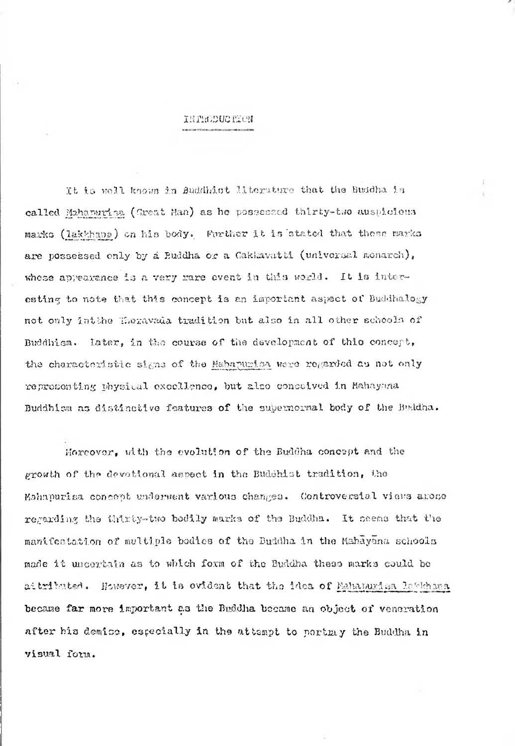# INTRODUCTION

It is well known in Buddhist literature that the Buddha is called *Mahapurisa* (Great Man) as he possessed thirty-two auspicious marks (*lakkhana*) on his body. Further it is stated that these marks are possessed only by a Buddha or a Cakkavatti (universal monarch), whose appearance is a very rare event in this world. It is interesting to note that this concept is an important aspect of Buddhalogy not only in the Theravada tradition but also in all other schools of Buddhism. Later, in the course of the development of this concept, the characteristic signs of the *Mahapurisa* were regarded as not only representing physical excellence, but also conceived in Mahayana Buddhism as distinctive features of the supernormal body of the Buddha.

Moreover, with the evolution of the Buddha concept and the growth of the devotional aspect in the Buddhist tradition, the Mahapurisa concept underwent various changes. Controversial views arose regarding the thirty-two bodily marks of the Buddha. It seems that the manifestation of multiple bodies of the Buddha in the Mahāyāna schools made it uncertain as to which form of the Buddha these marks could be attributed. However, it is evident that the idea of *Mahapurisa lakkhana* became far more important as the Buddha became an object of veneration after his demise, especially in the attempt to portray the Buddha in visual form.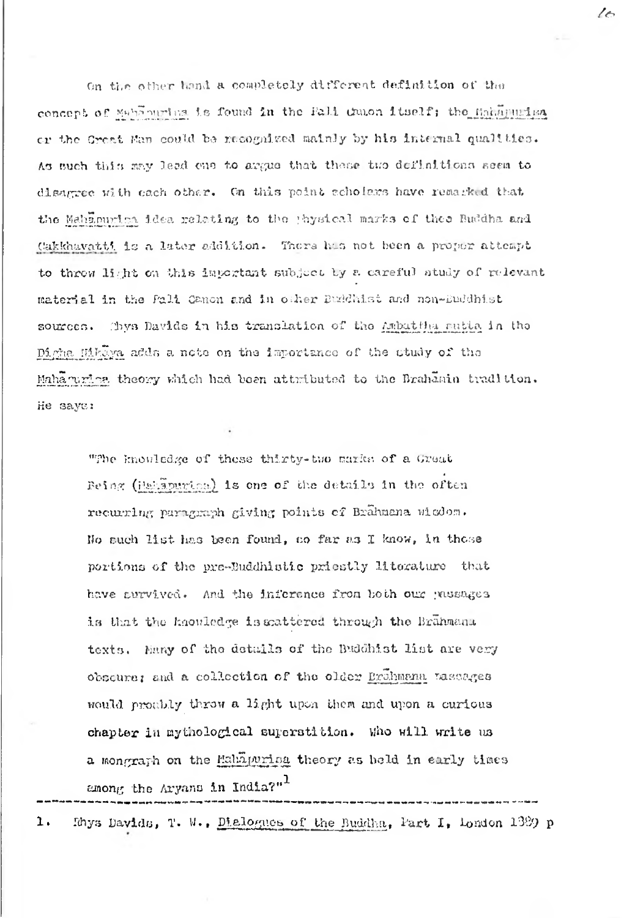On the other hand a completely different definition of the concept of Mahāpurisa is found in the Pali Canon itself; the Mahāpurisa or the Great Man could be recognized mainly by his internal qualities. As such this may lead one to argue that these two definitions seem to disagree with each other. On this point scholars have remarked that the Mahāpurisa idea relating to the physical marks of thee Buddha and Cakkhavatti is a later addition. There has not been a proper attempt to throw light on this important subject by a careful study of relevant material in the Pali Canon and in other Buddhist and non-Buddhist sources. Rhys Davids in his translation of the Ambattha sutta in the Digha Nikāya adds a note on the importance of the study of the Mahāpurisa theory which had been attributed to the Brahāmin tradition. He says:

> "The knowledge of these thirty-two marks of a Great Being (Mahāpurisa) is one of the details in the often recurring paragraph giving points of Brāhmana wisdom. No such list has been found, so far as I know, in those portions of the pre-Buddhistic priestly literature that have survived. And the inference from both our passages is that the knowledge is scattered through the Brāhmana texts. Many of the details of the Buddhist list are very obscure; and a collection of the older Brāhmana passages would probly throw a light upon them and upon a curious chapter in mythological superstition. Who will write us a mongraph on the Mahāpurisa theory as held in early times among the Aryans in India?"[1]

---

1. Rhys Davids, T. W., Dialogues of the Buddha, Part I, London 1899 p